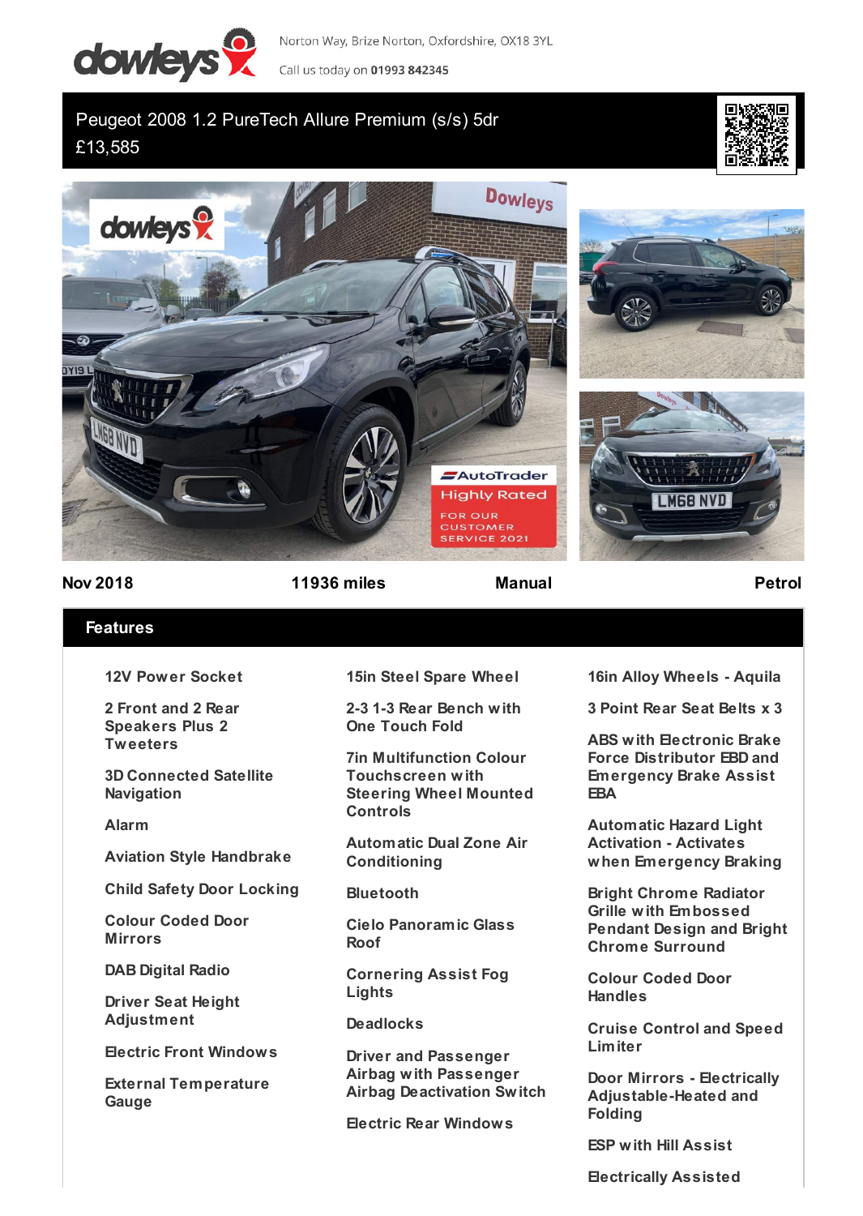Norton Way, Brize Norton, Oxfordshire, OX18 3YL

Call us today on **01993 842345**

# Peugeot 2008 1.2 PureTech Allure Premium (s/s) 5dr

£13,585

**Nov 2018** | **11936 miles** | **Manual** | **Petrol**

## Features

- 12V Power Socket
- 2 Front and 2 Rear Speakers Plus 2 Tweeters
- 3D Connected Satellite Navigation
- Alarm
- Aviation Style Handbrake
- Child Safety Door Locking
- Colour Coded Door Mirrors
- DAB Digital Radio
- Driver Seat Height Adjustment
- Electric Front Windows
- External Temperature Gauge
- 15in Steel Spare Wheel
- 2-3 1-3 Rear Bench with One Touch Fold
- 7in Multifunction Colour Touchscreen with Steering Wheel Mounted Controls
- Automatic Dual Zone Air Conditioning
- Bluetooth
- Cielo Panoramic Glass Roof
- Cornering Assist Fog Lights
- Deadlocks
- Driver and Passenger Airbag with Passenger Airbag Deactivation Switch
- Electric Rear Windows
- 16in Alloy Wheels - Aquila
- 3 Point Rear Seat Belts x 3
- ABS with Electronic Brake Force Distributor EBD and Emergency Brake Assist EBA
- Automatic Hazard Light Activation - Activates when Emergency Braking
- Bright Chrome Radiator Grille with Embossed Pendant Design and Bright Chrome Surround
- Colour Coded Door Handles
- Cruise Control and Speed Limiter
- Door Mirrors - Electrically Adjustable-Heated and Folding
- ESP with Hill Assist
- Electrically Assisted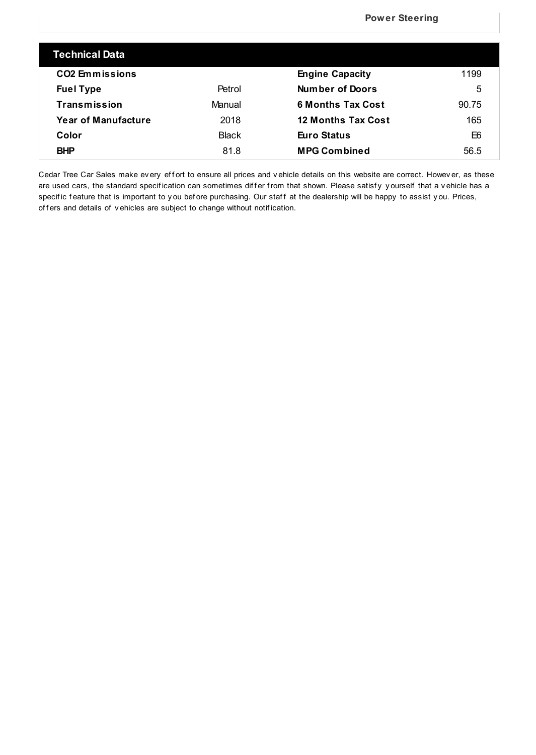**Power Steering**

## Technical Data

| | | | |
|---|---|---|---|
| **CO2 Emmissions** | | **Engine Capacity** | 1199 |
| **Fuel Type** | Petrol | **Number of Doors** | 5 |
| **Transmission** | Manual | **6 Months Tax Cost** | 90.75 |
| **Year of Manufacture** | 2018 | **12 Months Tax Cost** | 165 |
| **Color** | Black | **Euro Status** | E6 |
| **BHP** | 81.8 | **MPG Combined** | 56.5 |

Cedar Tree Car Sales make every effort to ensure all prices and vehicle details on this website are correct. However, as these are used cars, the standard specification can sometimes differ from that shown. Please satisfy yourself that a vehicle has a specific feature that is important to you before purchasing. Our staff at the dealership will be happy to assist you. Prices, offers and details of vehicles are subject to change without notification.